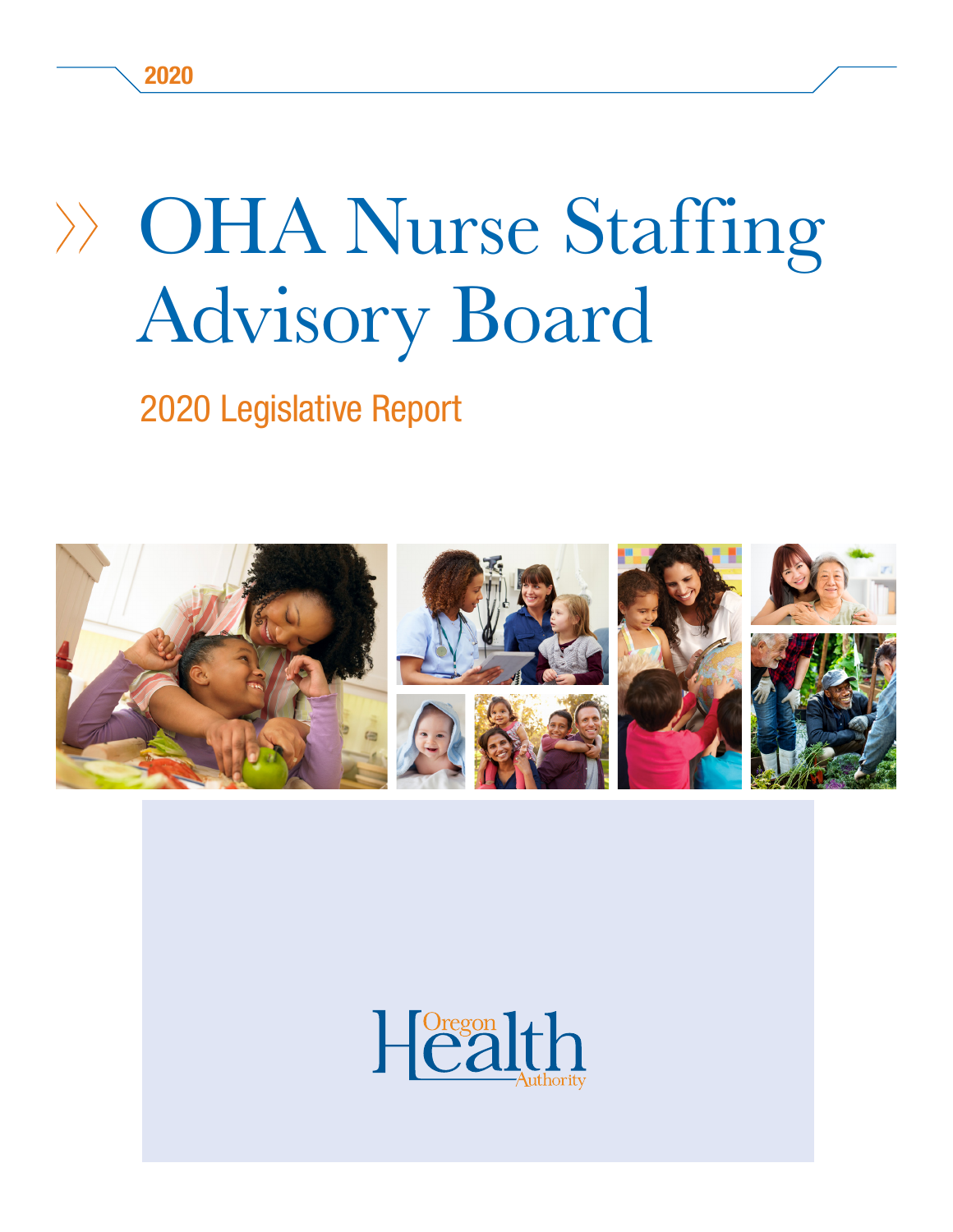2020

# OHA Nurse Staffing Advisory Board

## 2020 Legislative Report

Oregon Health Authority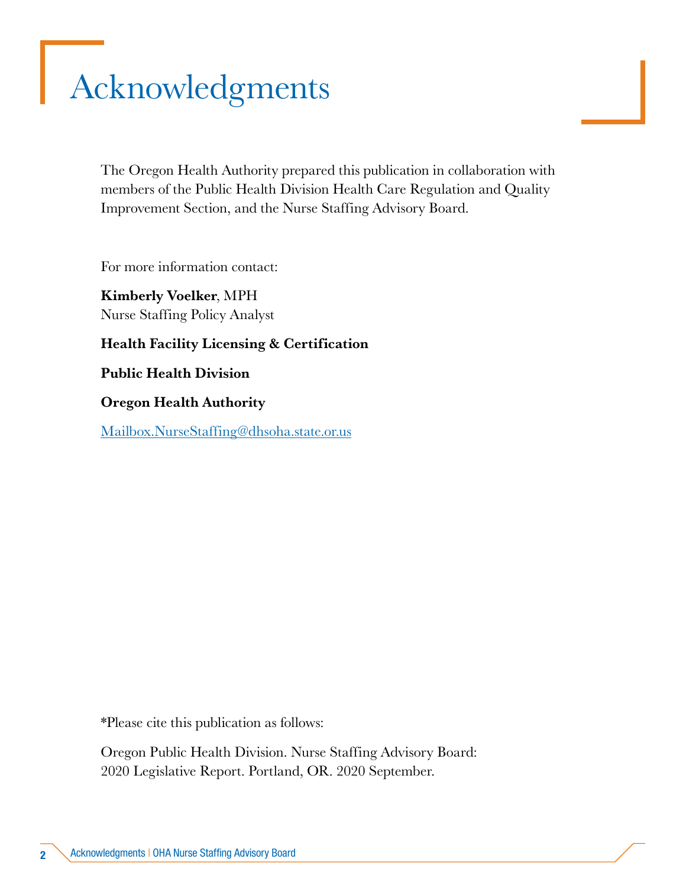# Acknowledgments

The Oregon Health Authority prepared this publication in collaboration with members of the Public Health Division Health Care Regulation and Quality Improvement Section, and the Nurse Staffing Advisory Board.

For more information contact:

**Kimberly Voelker**, MPH
Nurse Staffing Policy Analyst

**Health Facility Licensing & Certification**

**Public Health Division**

**Oregon Health Authority**

Mailbox.NurseStaffing@dhsoha.state.or.us

*Please cite this publication as follows:

Oregon Public Health Division. Nurse Staffing Advisory Board: 2020 Legislative Report. Portland, OR. 2020 September.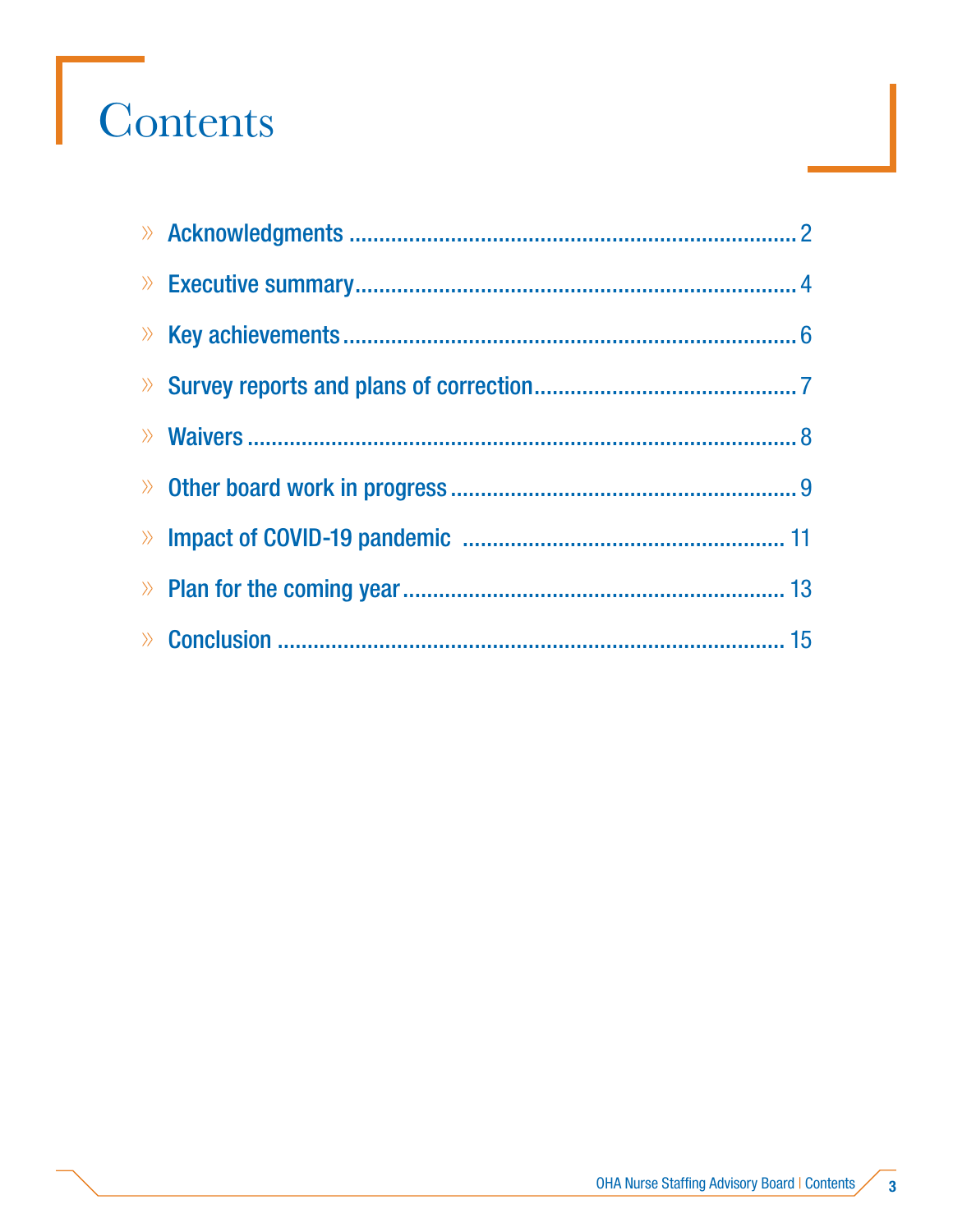# Contents

- Acknowledgments ........................................ 2
- Executive summary ........................................ 4
- Key achievements ........................................ 6
- Survey reports and plans of correction ........................................ 7
- Waivers ........................................ 8
- Other board work in progress ........................................ 9
- Impact of COVID-19 pandemic ........................................ 11
- Plan for the coming year ........................................ 13
- Conclusion ........................................ 15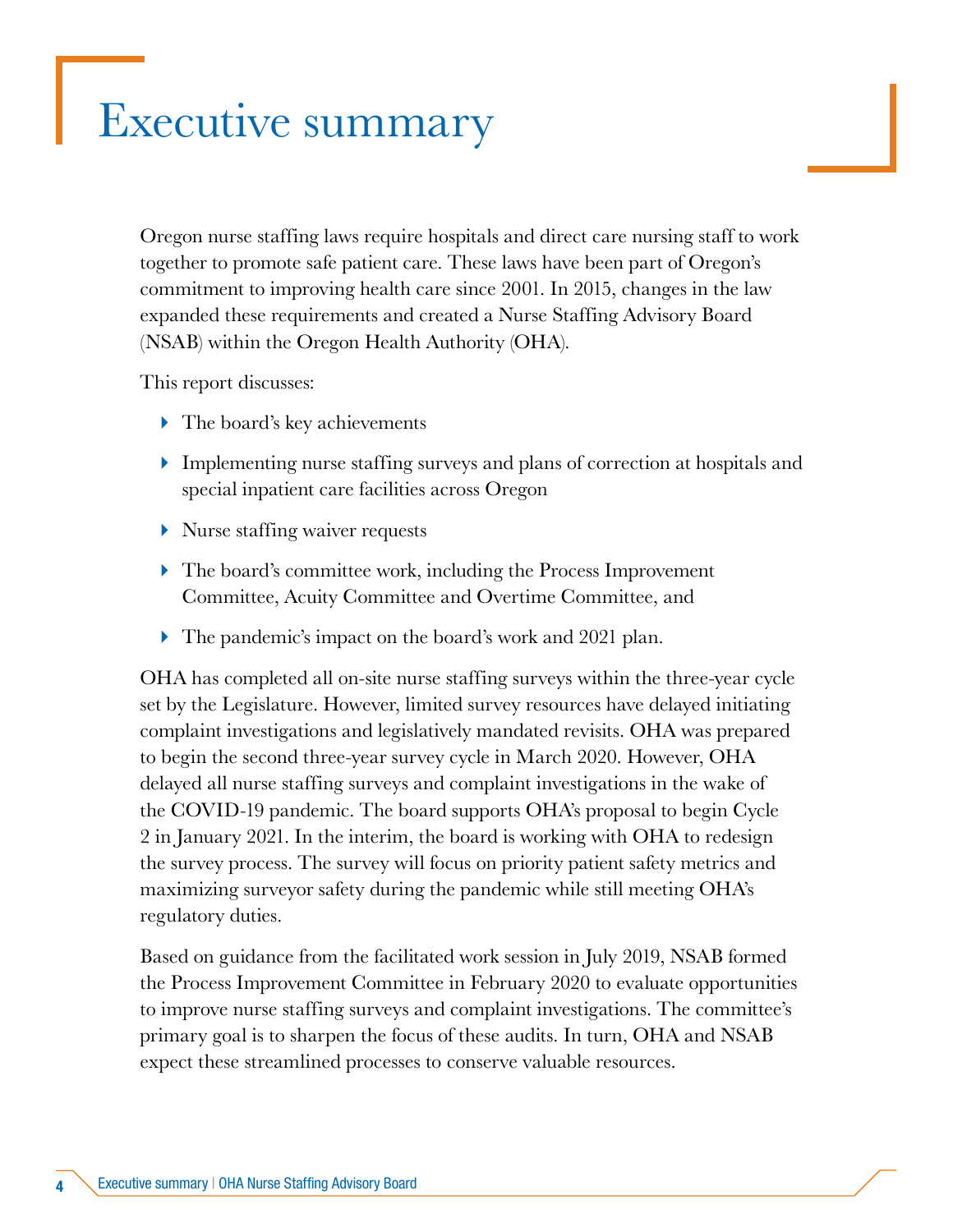# Executive summary

Oregon nurse staffing laws require hospitals and direct care nursing staff to work together to promote safe patient care. These laws have been part of Oregon's commitment to improving health care since 2001. In 2015, changes in the law expanded these requirements and created a Nurse Staffing Advisory Board (NSAB) within the Oregon Health Authority (OHA).

This report discusses:

- The board's key achievements
- Implementing nurse staffing surveys and plans of correction at hospitals and special inpatient care facilities across Oregon
- Nurse staffing waiver requests
- The board's committee work, including the Process Improvement Committee, Acuity Committee and Overtime Committee, and
- The pandemic's impact on the board's work and 2021 plan.

OHA has completed all on-site nurse staffing surveys within the three-year cycle set by the Legislature. However, limited survey resources have delayed initiating complaint investigations and legislatively mandated revisits. OHA was prepared to begin the second three-year survey cycle in March 2020. However, OHA delayed all nurse staffing surveys and complaint investigations in the wake of the COVID-19 pandemic. The board supports OHA's proposal to begin Cycle 2 in January 2021. In the interim, the board is working with OHA to redesign the survey process. The survey will focus on priority patient safety metrics and maximizing surveyor safety during the pandemic while still meeting OHA's regulatory duties.

Based on guidance from the facilitated work session in July 2019, NSAB formed the Process Improvement Committee in February 2020 to evaluate opportunities to improve nurse staffing surveys and complaint investigations. The committee's primary goal is to sharpen the focus of these audits. In turn, OHA and NSAB expect these streamlined processes to conserve valuable resources.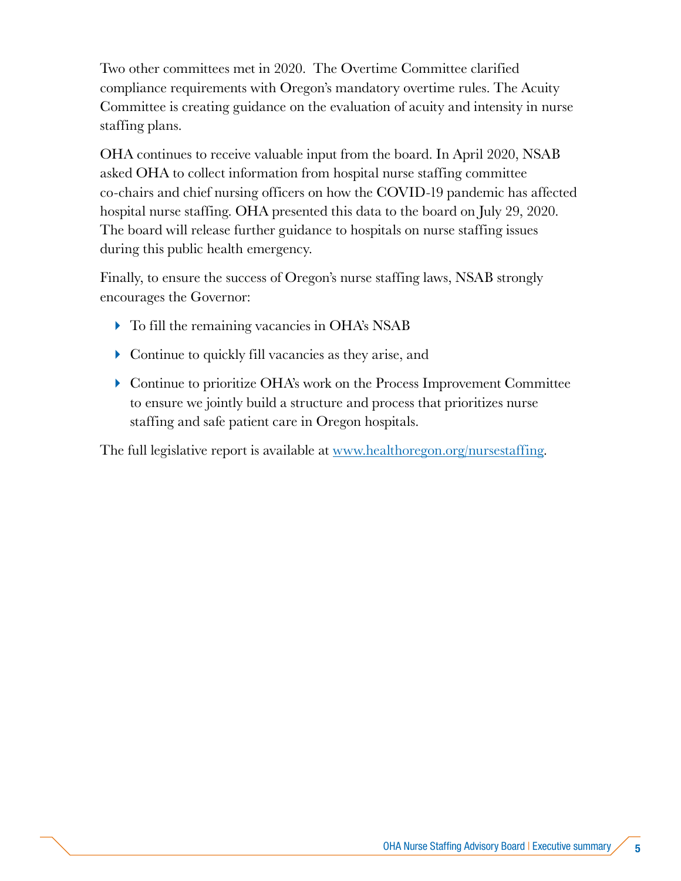Two other committees met in 2020. The Overtime Committee clarified compliance requirements with Oregon's mandatory overtime rules. The Acuity Committee is creating guidance on the evaluation of acuity and intensity in nurse staffing plans.

OHA continues to receive valuable input from the board. In April 2020, NSAB asked OHA to collect information from hospital nurse staffing committee co-chairs and chief nursing officers on how the COVID-19 pandemic has affected hospital nurse staffing. OHA presented this data to the board on July 29, 2020. The board will release further guidance to hospitals on nurse staffing issues during this public health emergency.

Finally, to ensure the success of Oregon's nurse staffing laws, NSAB strongly encourages the Governor:

- To fill the remaining vacancies in OHA's NSAB
- Continue to quickly fill vacancies as they arise, and
- Continue to prioritize OHA's work on the Process Improvement Committee to ensure we jointly build a structure and process that prioritizes nurse staffing and safe patient care in Oregon hospitals.

The full legislative report is available at [www.healthoregon.org/nursestaffing](http://www.healthoregon.org/nursestaffing).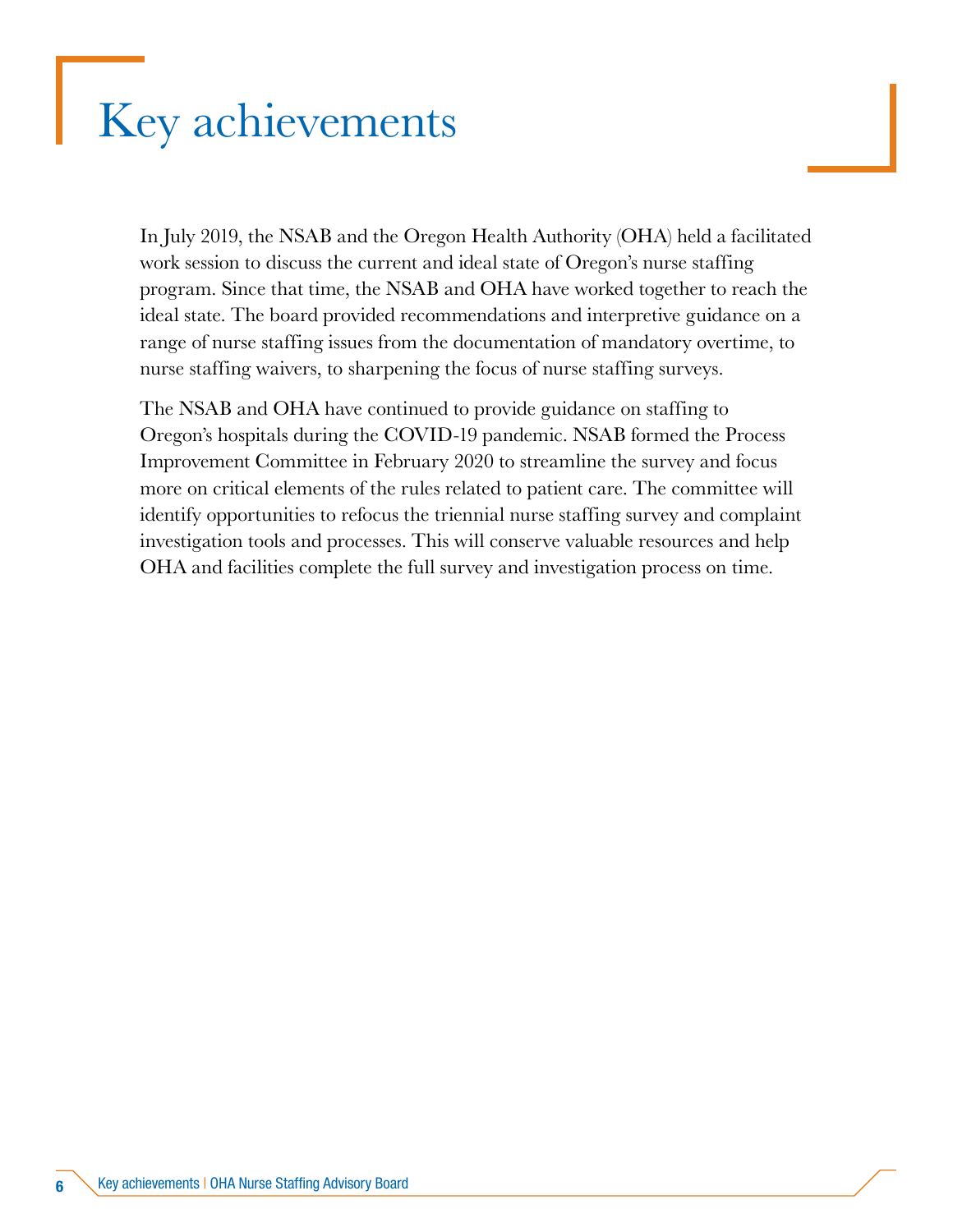# Key achievements

In July 2019, the NSAB and the Oregon Health Authority (OHA) held a facilitated work session to discuss the current and ideal state of Oregon's nurse staffing program. Since that time, the NSAB and OHA have worked together to reach the ideal state. The board provided recommendations and interpretive guidance on a range of nurse staffing issues from the documentation of mandatory overtime, to nurse staffing waivers, to sharpening the focus of nurse staffing surveys.

The NSAB and OHA have continued to provide guidance on staffing to Oregon's hospitals during the COVID-19 pandemic. NSAB formed the Process Improvement Committee in February 2020 to streamline the survey and focus more on critical elements of the rules related to patient care. The committee will identify opportunities to refocus the triennial nurse staffing survey and complaint investigation tools and processes. This will conserve valuable resources and help OHA and facilities complete the full survey and investigation process on time.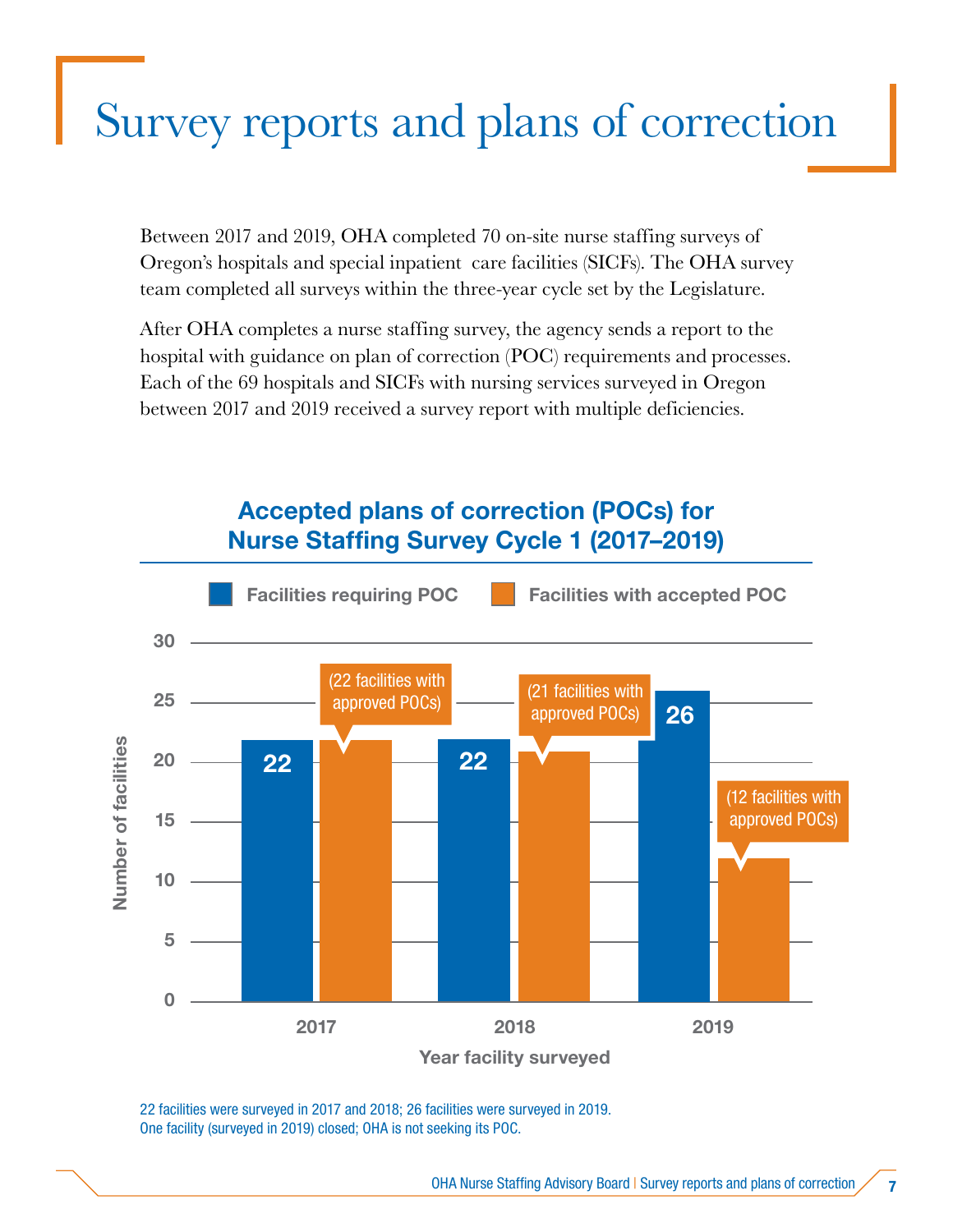# Survey reports and plans of correction

Between 2017 and 2019, OHA completed 70 on-site nurse staffing surveys of Oregon's hospitals and special inpatient care facilities (SICFs). The OHA survey team completed all surveys within the three-year cycle set by the Legislature.

After OHA completes a nurse staffing survey, the agency sends a report to the hospital with guidance on plan of correction (POC) requirements and processes. Each of the 69 hospitals and SICFs with nursing services surveyed in Oregon between 2017 and 2019 received a survey report with multiple deficiencies.

## Accepted plans of correction (POCs) for Nurse Staffing Survey Cycle 1 (2017–2019)

| Year facility surveyed | Facilities requiring POC | Facilities with accepted POC |
|---|---|---|
| 2017 | 22 | 22 (22 facilities with approved POCs) |
| 2018 | 22 | 21 (21 facilities with approved POCs) |
| 2019 | 26 | 12 (12 facilities with approved POCs) |

22 facilities were surveyed in 2017 and 2018; 26 facilities were surveyed in 2019.
One facility (surveyed in 2019) closed; OHA is not seeking its POC.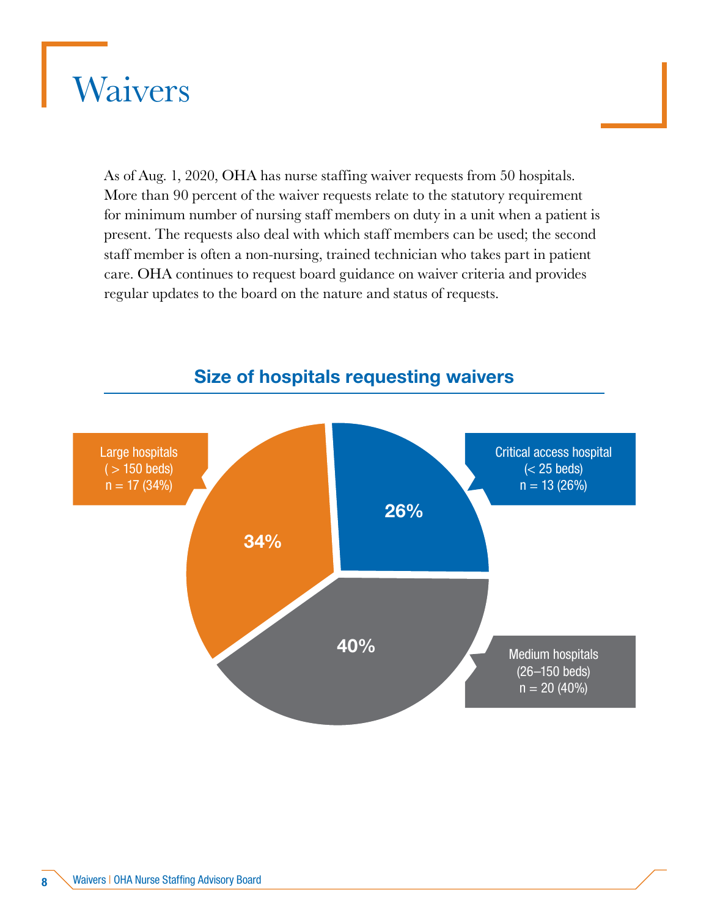# Waivers

As of Aug. 1, 2020, OHA has nurse staffing waiver requests from 50 hospitals. More than 90 percent of the waiver requests relate to the statutory requirement for minimum number of nursing staff members on duty in a unit when a patient is present. The requests also deal with which staff members can be used; the second staff member is often a non-nursing, trained technician who takes part in patient care. OHA continues to request board guidance on waiver criteria and provides regular updates to the board on the nature and status of requests.

## Size of hospitals requesting waivers

Large hospitals ( > 150 beds) n = 17 (34%)

Critical access hospital (< 25 beds) n = 13 (26%)

Medium hospitals (26–150 beds) n = 20 (40%)

34%

26%

40%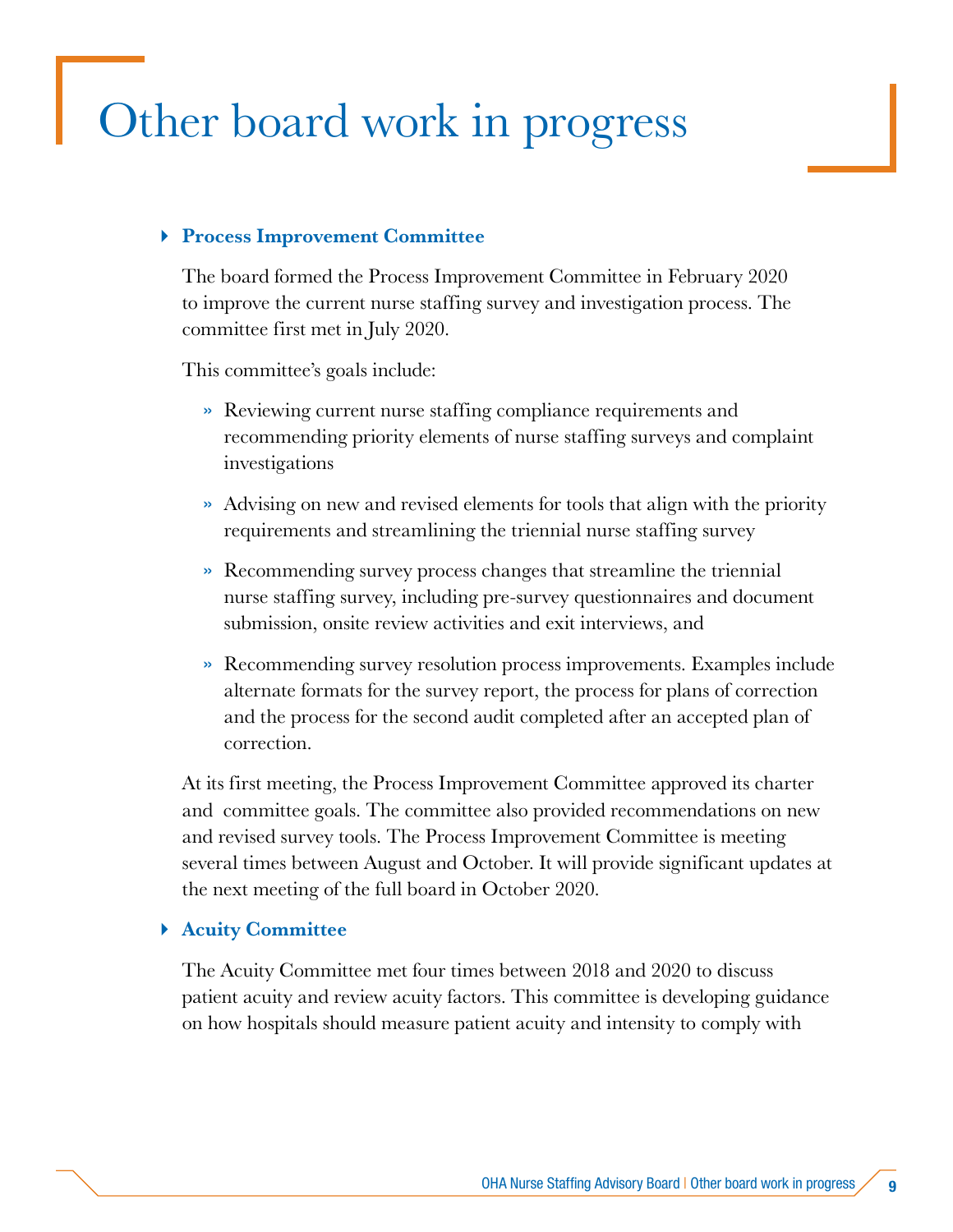# Other board work in progress

### Process Improvement Committee

The board formed the Process Improvement Committee in February 2020 to improve the current nurse staffing survey and investigation process. The committee first met in July 2020.

This committee's goals include:

- Reviewing current nurse staffing compliance requirements and recommending priority elements of nurse staffing surveys and complaint investigations
- Advising on new and revised elements for tools that align with the priority requirements and streamlining the triennial nurse staffing survey
- Recommending survey process changes that streamline the triennial nurse staffing survey, including pre-survey questionnaires and document submission, onsite review activities and exit interviews, and
- Recommending survey resolution process improvements. Examples include alternate formats for the survey report, the process for plans of correction and the process for the second audit completed after an accepted plan of correction.

At its first meeting, the Process Improvement Committee approved its charter and committee goals. The committee also provided recommendations on new and revised survey tools. The Process Improvement Committee is meeting several times between August and October. It will provide significant updates at the next meeting of the full board in October 2020.

### Acuity Committee

The Acuity Committee met four times between 2018 and 2020 to discuss patient acuity and review acuity factors. This committee is developing guidance on how hospitals should measure patient acuity and intensity to comply with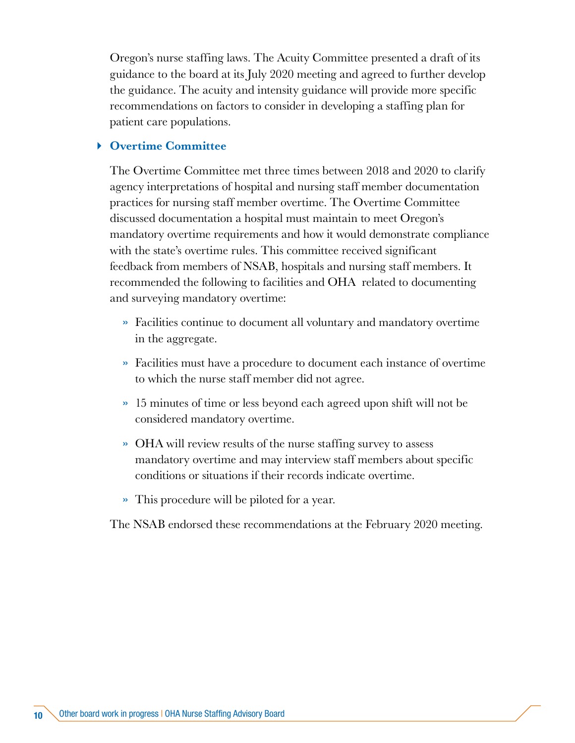Oregon's nurse staffing laws. The Acuity Committee presented a draft of its guidance to the board at its July 2020 meeting and agreed to further develop the guidance. The acuity and intensity guidance will provide more specific recommendations on factors to consider in developing a staffing plan for patient care populations.

### Overtime Committee

The Overtime Committee met three times between 2018 and 2020 to clarify agency interpretations of hospital and nursing staff member documentation practices for nursing staff member overtime. The Overtime Committee discussed documentation a hospital must maintain to meet Oregon's mandatory overtime requirements and how it would demonstrate compliance with the state's overtime rules. This committee received significant feedback from members of NSAB, hospitals and nursing staff members. It recommended the following to facilities and OHA related to documenting and surveying mandatory overtime:

- Facilities continue to document all voluntary and mandatory overtime in the aggregate.
- Facilities must have a procedure to document each instance of overtime to which the nurse staff member did not agree.
- 15 minutes of time or less beyond each agreed upon shift will not be considered mandatory overtime.
- OHA will review results of the nurse staffing survey to assess mandatory overtime and may interview staff members about specific conditions or situations if their records indicate overtime.
- This procedure will be piloted for a year.

The NSAB endorsed these recommendations at the February 2020 meeting.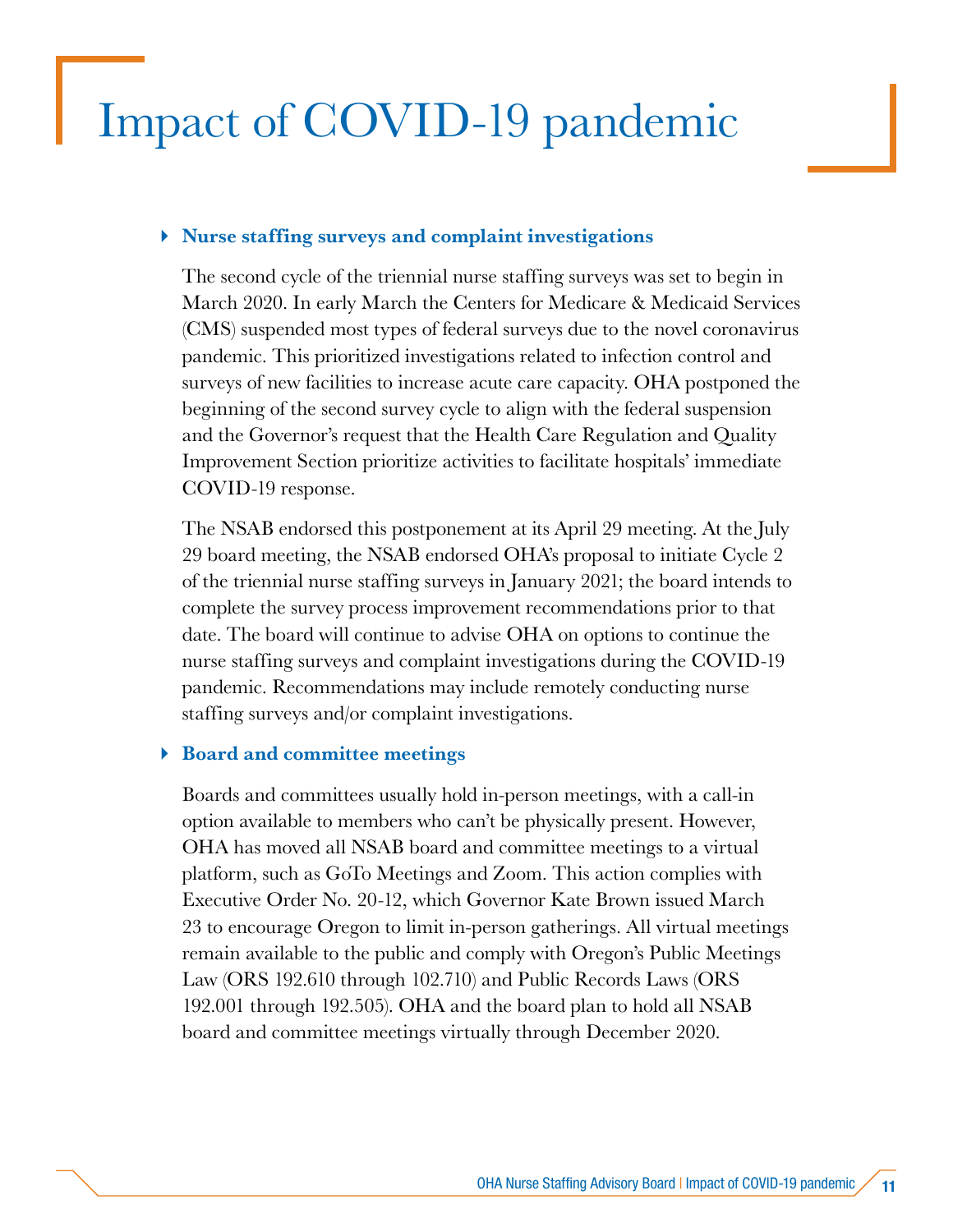# Impact of COVID-19 pandemic

## Nurse staffing surveys and complaint investigations

The second cycle of the triennial nurse staffing surveys was set to begin in March 2020. In early March the Centers for Medicare & Medicaid Services (CMS) suspended most types of federal surveys due to the novel coronavirus pandemic. This prioritized investigations related to infection control and surveys of new facilities to increase acute care capacity. OHA postponed the beginning of the second survey cycle to align with the federal suspension and the Governor's request that the Health Care Regulation and Quality Improvement Section prioritize activities to facilitate hospitals' immediate COVID-19 response.

The NSAB endorsed this postponement at its April 29 meeting. At the July 29 board meeting, the NSAB endorsed OHA's proposal to initiate Cycle 2 of the triennial nurse staffing surveys in January 2021; the board intends to complete the survey process improvement recommendations prior to that date. The board will continue to advise OHA on options to continue the nurse staffing surveys and complaint investigations during the COVID-19 pandemic. Recommendations may include remotely conducting nurse staffing surveys and/or complaint investigations.

## Board and committee meetings

Boards and committees usually hold in-person meetings, with a call-in option available to members who can't be physically present. However, OHA has moved all NSAB board and committee meetings to a virtual platform, such as GoTo Meetings and Zoom. This action complies with Executive Order No. 20-12, which Governor Kate Brown issued March 23 to encourage Oregon to limit in-person gatherings. All virtual meetings remain available to the public and comply with Oregon's Public Meetings Law (ORS 192.610 through 102.710) and Public Records Laws (ORS 192.001 through 192.505). OHA and the board plan to hold all NSAB board and committee meetings virtually through December 2020.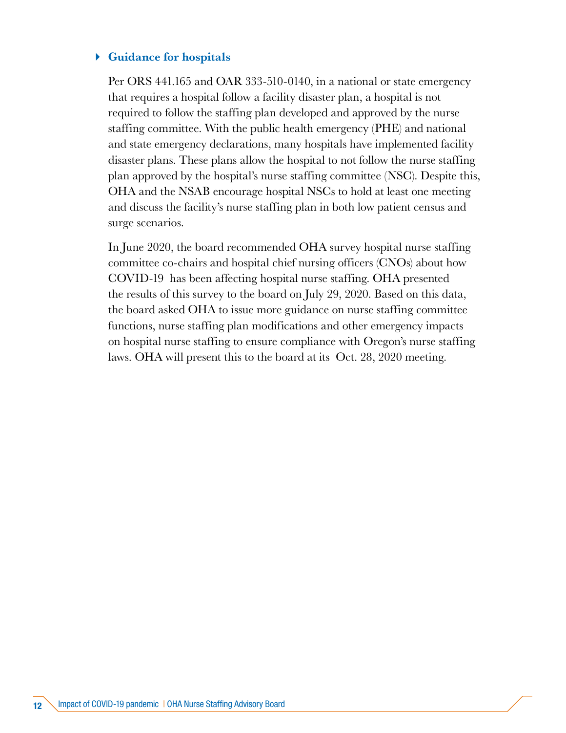### Guidance for hospitals

Per ORS 441.165 and OAR 333-510-0140, in a national or state emergency that requires a hospital follow a facility disaster plan, a hospital is not required to follow the staffing plan developed and approved by the nurse staffing committee. With the public health emergency (PHE) and national and state emergency declarations, many hospitals have implemented facility disaster plans. These plans allow the hospital to not follow the nurse staffing plan approved by the hospital's nurse staffing committee (NSC). Despite this, OHA and the NSAB encourage hospital NSCs to hold at least one meeting and discuss the facility's nurse staffing plan in both low patient census and surge scenarios.

In June 2020, the board recommended OHA survey hospital nurse staffing committee co-chairs and hospital chief nursing officers (CNOs) about how COVID-19 has been affecting hospital nurse staffing. OHA presented the results of this survey to the board on July 29, 2020. Based on this data, the board asked OHA to issue more guidance on nurse staffing committee functions, nurse staffing plan modifications and other emergency impacts on hospital nurse staffing to ensure compliance with Oregon's nurse staffing laws. OHA will present this to the board at its Oct. 28, 2020 meeting.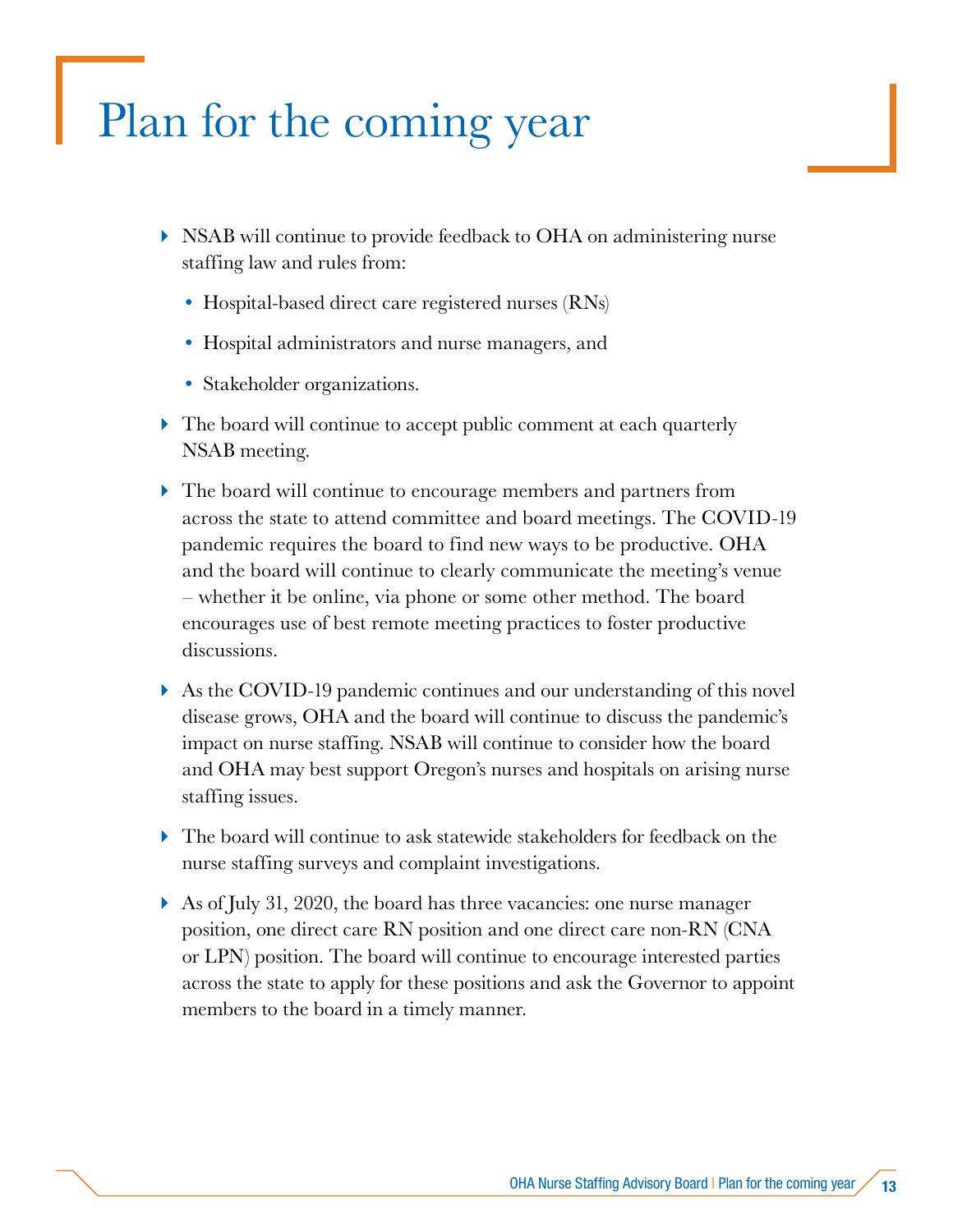# Plan for the coming year

- NSAB will continue to provide feedback to OHA on administering nurse staffing law and rules from:
  - Hospital-based direct care registered nurses (RNs)
  - Hospital administrators and nurse managers, and
  - Stakeholder organizations.
- The board will continue to accept public comment at each quarterly NSAB meeting.
- The board will continue to encourage members and partners from across the state to attend committee and board meetings. The COVID-19 pandemic requires the board to find new ways to be productive. OHA and the board will continue to clearly communicate the meeting's venue – whether it be online, via phone or some other method. The board encourages use of best remote meeting practices to foster productive discussions.
- As the COVID-19 pandemic continues and our understanding of this novel disease grows, OHA and the board will continue to discuss the pandemic's impact on nurse staffing. NSAB will continue to consider how the board and OHA may best support Oregon's nurses and hospitals on arising nurse staffing issues.
- The board will continue to ask statewide stakeholders for feedback on the nurse staffing surveys and complaint investigations.
- As of July 31, 2020, the board has three vacancies: one nurse manager position, one direct care RN position and one direct care non-RN (CNA or LPN) position. The board will continue to encourage interested parties across the state to apply for these positions and ask the Governor to appoint members to the board in a timely manner.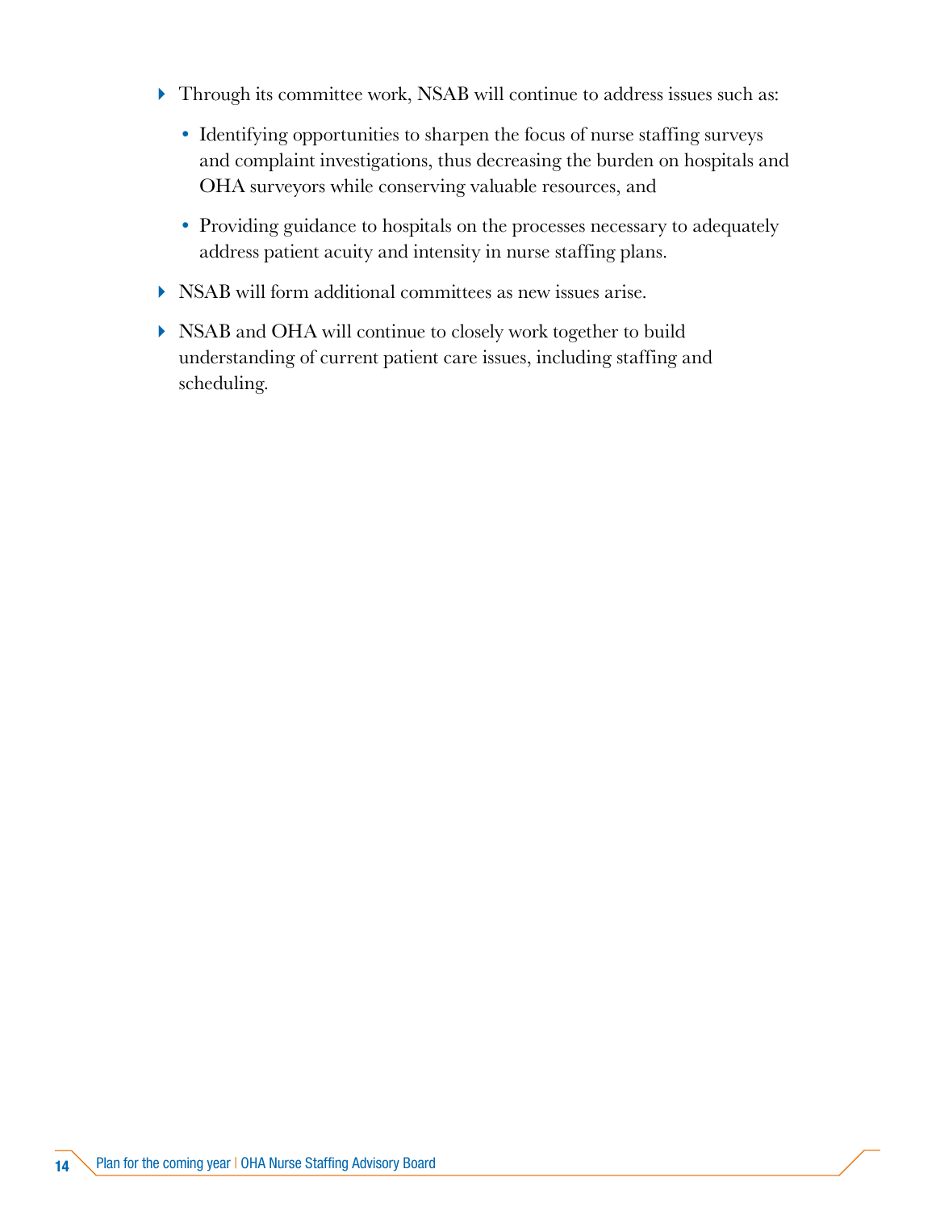- Through its committee work, NSAB will continue to address issues such as:
  - Identifying opportunities to sharpen the focus of nurse staffing surveys and complaint investigations, thus decreasing the burden on hospitals and OHA surveyors while conserving valuable resources, and
  - Providing guidance to hospitals on the processes necessary to adequately address patient acuity and intensity in nurse staffing plans.
- NSAB will form additional committees as new issues arise.
- NSAB and OHA will continue to closely work together to build understanding of current patient care issues, including staffing and scheduling.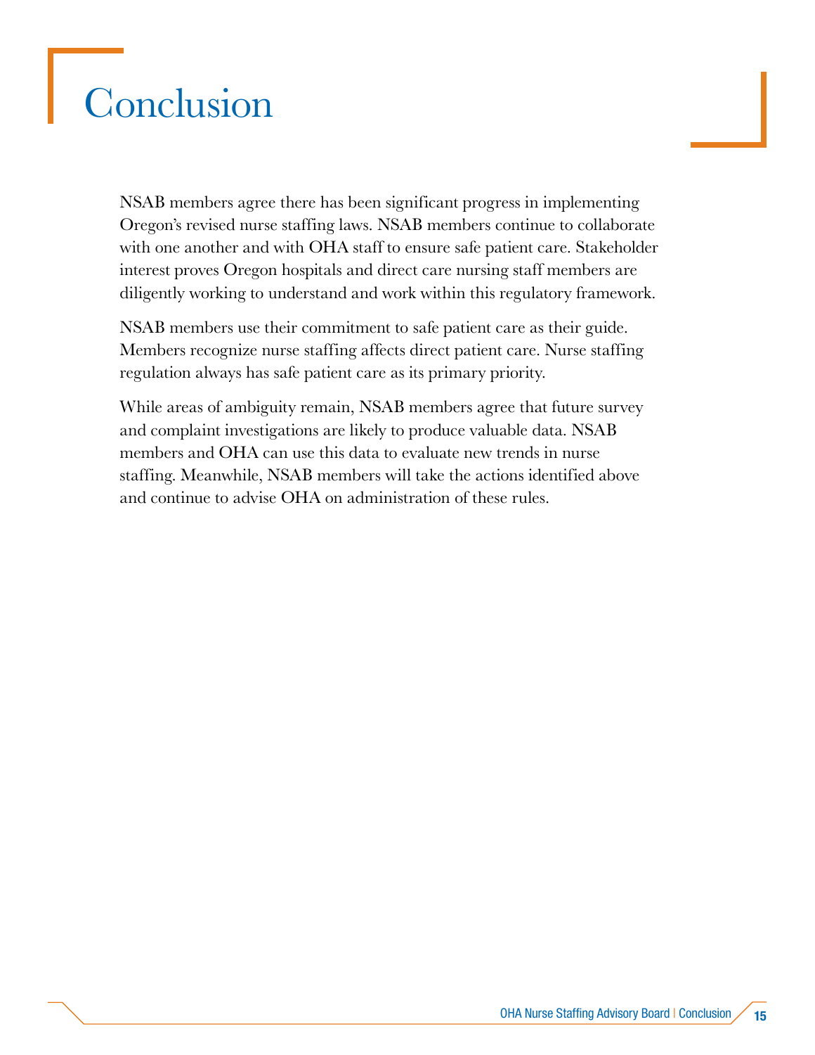# Conclusion

NSAB members agree there has been significant progress in implementing Oregon's revised nurse staffing laws. NSAB members continue to collaborate with one another and with OHA staff to ensure safe patient care. Stakeholder interest proves Oregon hospitals and direct care nursing staff members are diligently working to understand and work within this regulatory framework.

NSAB members use their commitment to safe patient care as their guide. Members recognize nurse staffing affects direct patient care. Nurse staffing regulation always has safe patient care as its primary priority.

While areas of ambiguity remain, NSAB members agree that future survey and complaint investigations are likely to produce valuable data. NSAB members and OHA can use this data to evaluate new trends in nurse staffing. Meanwhile, NSAB members will take the actions identified above and continue to advise OHA on administration of these rules.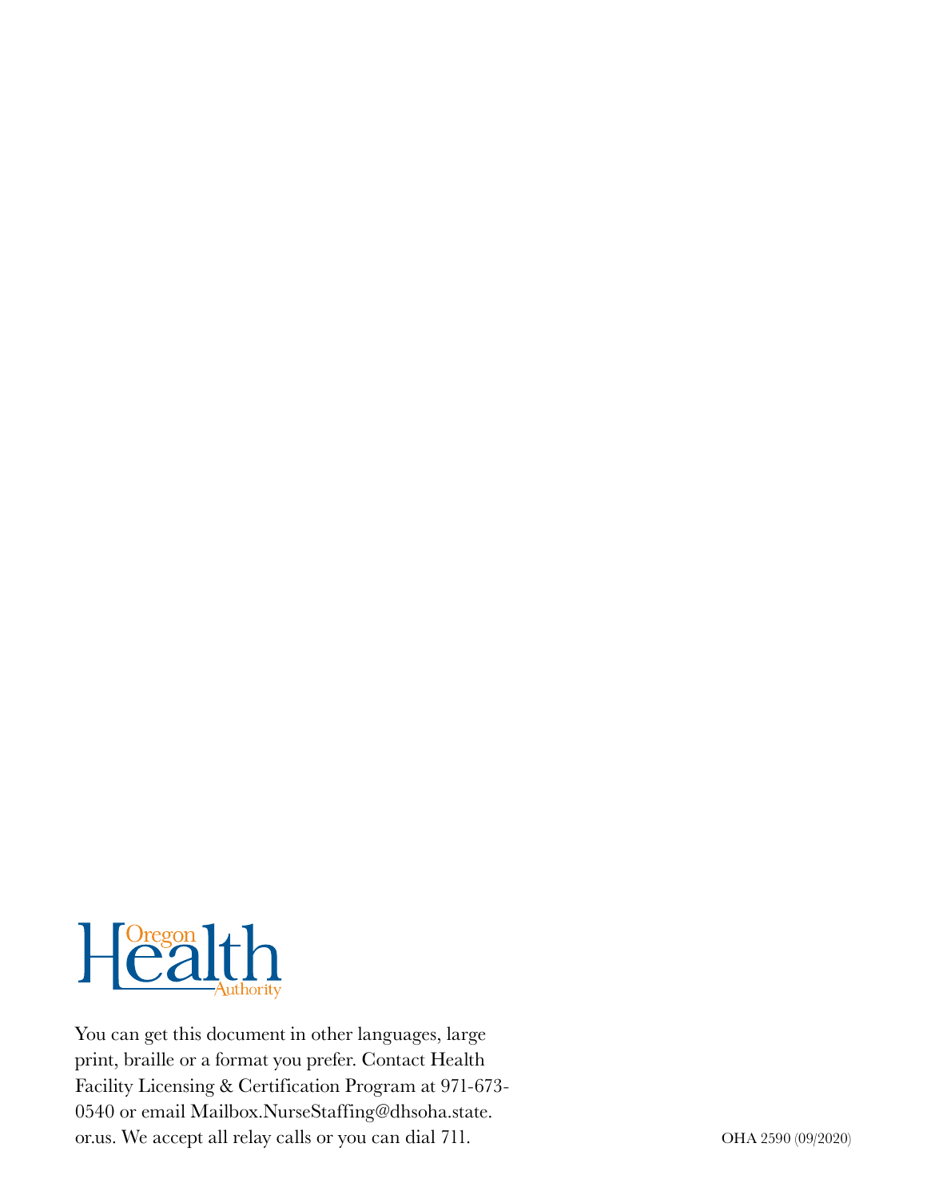Oregon Health Authority

You can get this document in other languages, large print, braille or a format you prefer. Contact Health Facility Licensing & Certification Program at 971-673-0540 or email Mailbox.NurseStaffing@dhsoha.state.or.us. We accept all relay calls or you can dial 711.

OHA 2590 (09/2020)